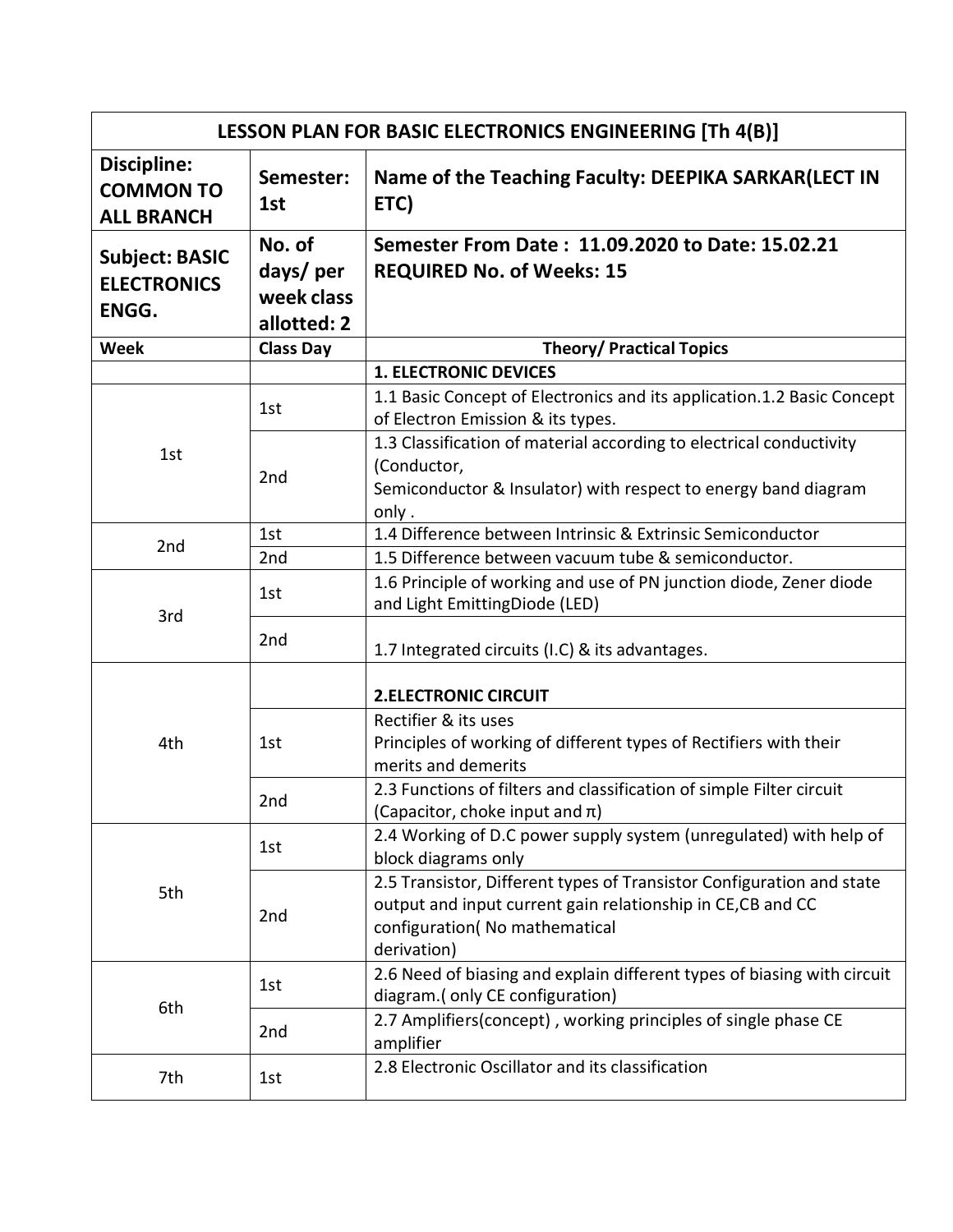| LESSON PLAN FOR BASIC ELECTRONICS ENGINEERING [Th 4(B)] | | |
|---|---|---|
| **Discipline: COMMON TO ALL BRANCH** | **Semester: 1st** | **Name of the Teaching Faculty: DEEPIKA SARKAR(LECT IN ETC)** |
| **Subject: BASIC ELECTRONICS ENGG.** | **No. of days/ per week class allotted: 2** | **Semester From Date : 11.09.2020 to Date: 15.02.21 REQUIRED No. of Weeks: 15** |
| **Week** | **Class Day** | **Theory/ Practical Topics** |
| | | **1. ELECTRONIC DEVICES** |
| 1st | 1st | 1.1 Basic Concept of Electronics and its application.1.2 Basic Concept of Electron Emission & its types. |
| | 2nd | 1.3 Classification of material according to electrical conductivity (Conductor, Semiconductor & Insulator) with respect to energy band diagram only . |
| 2nd | 1st | 1.4 Difference between Intrinsic & Extrinsic Semiconductor |
| | 2nd | 1.5 Difference between vacuum tube & semiconductor. |
| 3rd | 1st | 1.6 Principle of working and use of PN junction diode, Zener diode and Light EmittingDiode (LED) |
| | 2nd | 1.7 Integrated circuits (I.C) & its advantages. |
| 4th | | **2.ELECTRONIC CIRCUIT** |
| | 1st | Rectifier & its uses Principles of working of different types of Rectifiers with their merits and demerits |
| | 2nd | 2.3 Functions of filters and classification of simple Filter circuit (Capacitor, choke input and $\pi$) |
| 5th | 1st | 2.4 Working of D.C power supply system (unregulated) with help of block diagrams only |
| | 2nd | 2.5 Transistor, Different types of Transistor Configuration and state output and input current gain relationship in CE,CB and CC configuration( No mathematical derivation) |
| 6th | 1st | 2.6 Need of biasing and explain different types of biasing with circuit diagram.( only CE configuration) |
| | 2nd | 2.7 Amplifiers(concept) , working principles of single phase CE amplifier |
| 7th | 1st | 2.8 Electronic Oscillator and its classification |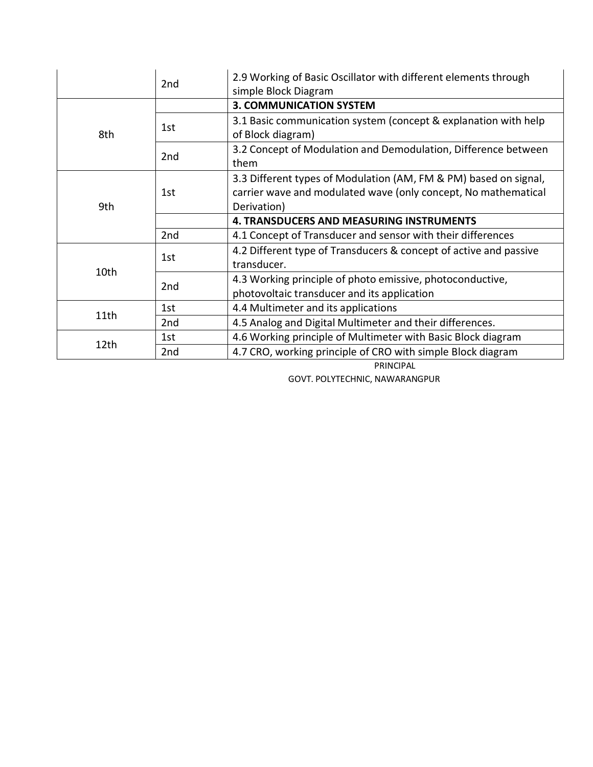| | | |
|---|---|---|
| | 2nd | 2.9 Working of Basic Oscillator with different elements through simple Block Diagram |
| 8th | | **3. COMMUNICATION SYSTEM** |
| | 1st | 3.1 Basic communication system (concept & explanation with help of Block diagram) |
| | 2nd | 3.2 Concept of Modulation and Demodulation, Difference between them |
| 9th | 1st | 3.3 Different types of Modulation (AM, FM & PM) based on signal, carrier wave and modulated wave (only concept, No mathematical Derivation) |
| | | **4. TRANSDUCERS AND MEASURING INSTRUMENTS** |
| | 2nd | 4.1 Concept of Transducer and sensor with their differences |
| 10th | 1st | 4.2 Different type of Transducers & concept of active and passive transducer. |
| | 2nd | 4.3 Working principle of photo emissive, photoconductive, photovoltaic transducer and its application |
| 11th | 1st | 4.4 Multimeter and its applications |
| | 2nd | 4.5 Analog and Digital Multimeter and their differences. |
| 12th | 1st | 4.6 Working principle of Multimeter with Basic Block diagram |
| | 2nd | 4.7 CRO, working principle of CRO with simple Block diagram |

PRINCIPAL

GOVT. POLYTECHNIC, NAWARANGPUR